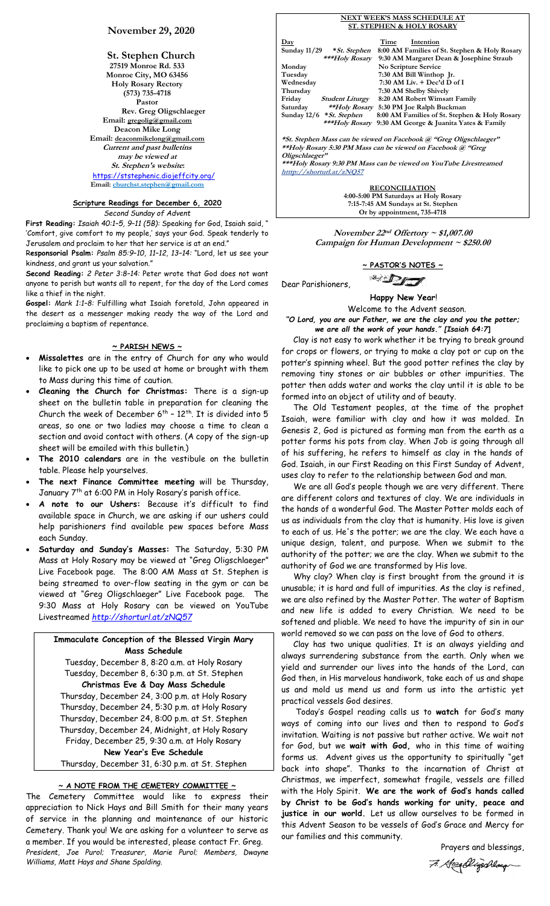# November 29, 2020

## St. Stephen Church

27519 Monroe Rd. 533
Monroe City, MO 63456
Holy Rosary Rectory
(573) 735-4718
Pastor
Rev. Greg Oligschlaeger
Email: gregolig@gmail.com
Deacon Mike Long
Email: deaconmikelong@gmail.com
*Current and past bulletins may be viewed at St. Stephen's website*:
https://ststephenic.diojeffcity.org/
Email: churchst.stephen@gmail.com

### Scripture Readings for December 6, 2020

*Second Sunday of Advent*

**First Reading:** *Isaiah 40:1–5, 9–11 (5B):* Speaking for God, Isaiah said, " 'Comfort, give comfort to my people,' says your God. Speak tenderly to Jerusalem and proclaim to her that her service is at an end."

**Responsorial Psalm:** *Psalm 85:9–10, 11–12, 13–14:* "Lord, let us see your kindness, and grant us your salvation."

**Second Reading:** *2 Peter 3:8–14:* Peter wrote that God does not want anyone to perish but wants all to repent, for the day of the Lord comes like a thief in the night.

**Gospel:** *Mark 1:1–8:* Fulfilling what Isaiah foretold, John appeared in the desert as a messenger making ready the way of the Lord and proclaiming a baptism of repentance.

### ~ PARISH NEWS ~

- **Missalettes** are in the entry of Church for any who would like to pick one up to be used at home or brought with them to Mass during this time of caution.
- **Cleaning the Church for Christmas:** There is a sign-up sheet on the bulletin table in preparation for cleaning the Church the week of December 6th – 12th. It is divided into 5 areas, so one or two ladies may choose a time to clean a section and avoid contact with others. (A copy of the sign-up sheet will be emailed with this bulletin.)
- **The 2010 calendars** are in the vestibule on the bulletin table. Please help yourselves.
- **The next Finance Committee meeting** will be Thursday, January 7th at 6:00 PM in Holy Rosary's parish office.
- **A note to our Ushers:** Because it's difficult to find available space in Church, we are asking if our ushers could help parishioners find available pew spaces before Mass each Sunday.
- **Saturday and Sunday's Masses:** The Saturday, 5:30 PM Mass at Holy Rosary may be viewed at "Greg Oligschlaeger" Live Facebook page. The 8:00 AM Mass at St. Stephen is being streamed to over-flow seating in the gym or can be viewed at "Greg Oligschlaeger" Live Facebook page. The 9:30 Mass at Holy Rosary can be viewed on YouTube Livestreamed *http://shorturl.at/zNQ57*

### Immaculate Conception of the Blessed Virgin Mary Mass Schedule

Tuesday, December 8, 8:20 a.m. at Holy Rosary
Tuesday, December 8, 6:30 p.m. at St. Stephen

**Christmas Eve & Day Mass Schedule**

Thursday, December 24, 3:00 p.m. at Holy Rosary
Thursday, December 24, 5:30 p.m. at Holy Rosary
Thursday, December 24, 8:00 p.m. at St. Stephen
Thursday, December 24, Midnight, at Holy Rosary
Friday, December 25, 9:30 a.m. at Holy Rosary

**New Year's Eve Schedule**

Thursday, December 31, 6:30 p.m. at St. Stephen

### ~ A NOTE FROM THE CEMETERY COMMITTEE ~

The Cemetery Committee would like to express their appreciation to Nick Hays and Bill Smith for their many years of service in the planning and maintenance of our historic Cemetery. Thank you! We are asking for a volunteer to serve as a member. If you would be interested, please contact Fr. Greg. *President, Joe Purol; Treasurer, Marie Purol; Members, Dwayne Williams, Matt Hays and Shane Spalding.*

### NEXT WEEK'S MASS SCHEDULE AT ST. STEPHEN & HOLY ROSARY

| Day | | Time | Intention |
|---|---|---|---|
| Sunday 11/29 | *St. Stephen | 8:00 AM | Families of St. Stephen & Holy Rosary |
| | ***Holy Rosary | 9:30 AM | Margaret Dean & Josephine Straub |
| Monday | | | No Scripture Service |
| Tuesday | | 7:30 AM | Bill Winthop Jr. |
| Wednesday | | 7:30 AM | Liv. + Dec'd D of I |
| Thursday | | 7:30 AM | Shelby Shively |
| Friday | Student Liturgy | 8:20 AM | Robert Wimsatt Family |
| Saturday | **Holy Rosary | 5:30 PM | Joe Ralph Buckman |
| Sunday 12/6 | *St. Stephen | 8:00 AM | Families of St. Stephen & Holy Rosary |
| | ***Holy Rosary | 9:30 AM | George & Juanita Yates & Family |

*St. Stephen Mass can be viewed on Facebook @ "Greg Oligschlaeger"
**Holy Rosary 5:30 PM Mass can be viewed on Facebook @ "Greg Oligschlaeger"
***Holy Rosary 9:30 PM Mass can be viewed on YouTube Livestreamed http://shorturl.at/zNQ57

**RECONCILIATION**
4:00-5:00 PM Saturdays at Holy Rosary
7:15-7:45 AM Sundays at St. Stephen
Or by appointment, 735-4718

**November 22nd Offertory ~ $1,007.00**
**Campaign for Human Development ~ $250.00**

### ~ PASTOR'S NOTES ~

Dear Parishioners,

**Happy New Year!**

Welcome to the Advent season.

***"O Lord, you are our Father, we are the clay and you the potter; we are all the work of your hands." [Isaiah 64:7]***

Clay is not easy to work whether it be trying to break ground for crops or flowers, or trying to make a clay pot or cup on the potter's spinning wheel. But the good potter refines the clay by removing tiny stones or air bubbles or other impurities. The potter then adds water and works the clay until it is able to be formed into an object of utility and of beauty.

The Old Testament peoples, at the time of the prophet Isaiah, were familiar with clay and how it was molded. In Genesis 2, God is pictured as forming man from the earth as a potter forms his pots from clay. When Job is going through all of his suffering, he refers to himself as clay in the hands of God. Isaiah, in our First Reading on this First Sunday of Advent, uses clay to refer to the relationship between God and man.

We are all God's people though we are very different. There are different colors and textures of clay. We are individuals in the hands of a wonderful God. The Master Potter molds each of us as individuals from the clay that is humanity. His love is given to each of us. He's the potter; we are the clay. We each have a unique design, talent, and purpose. When we submit to the authority of the potter; we are the clay. When we submit to the authority of God we are transformed by His love.

Why clay? When clay is first brought from the ground it is unusable; it is hard and full of impurities. As the clay is refined, we are also refined by the Master Potter. The water of Baptism and new life is added to every Christian. We need to be softened and pliable. We need to have the impurity of sin in our world removed so we can pass on the love of God to others.

Clay has two unique qualities. It is an always yielding and always surrendering substance from the earth. Only when we yield and surrender our lives into the hands of the Lord, can God then, in His marvelous handiwork, take each of us and shape us and mold us mend us and form us into the artistic yet practical vessels God desires.

Today's Gospel reading calls us to **watch** for God's many ways of coming into our lives and then to respond to God's invitation. Waiting is not passive but rather active. We wait not for God, but we **wait with God,** who in this time of waiting forms us. Advent gives us the opportunity to spiritually "get back into shape". Thanks to the incarnation of Christ at Christmas, we imperfect, somewhat fragile, vessels are filled with the Holy Spirit. **We are the work of God's hands called by Christ to be God's hands working for unity, peace and justice in our world.** Let us allow ourselves to be formed in this Advent Season to be vessels of God's Grace and Mercy for our families and this community.

Prayers and blessings,

Fr. Greg Oligschlaeger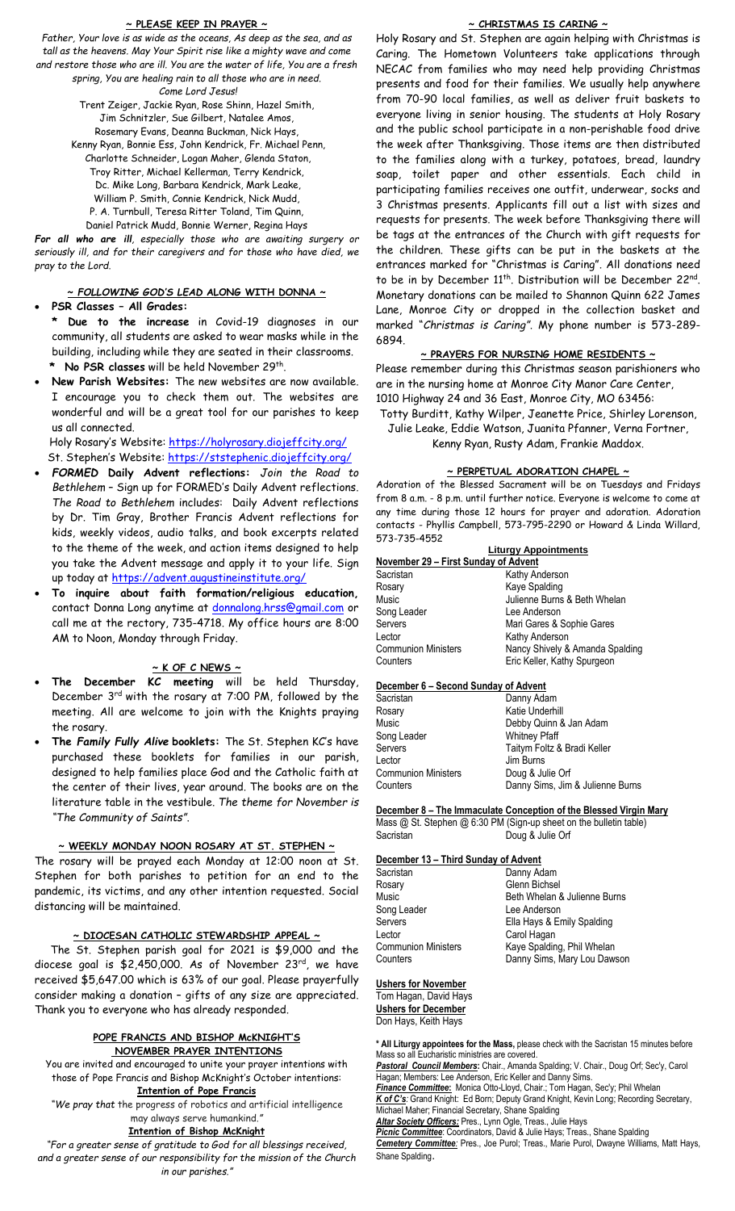## ~ PLEASE KEEP IN PRAYER ~

*Father, Your love is as wide as the oceans, As deep as the sea, and as tall as the heavens. May Your Spirit rise like a mighty wave and come and restore those who are ill. You are the water of life, You are a fresh spring, You are healing rain to all those who are in need.*

*Come Lord Jesus!*

Trent Zeiger, Jackie Ryan, Rose Shinn, Hazel Smith, Jim Schnitzler, Sue Gilbert, Natalee Amos, Rosemary Evans, Deanna Buckman, Nick Hays, Kenny Ryan, Bonnie Ess, John Kendrick, Fr. Michael Penn, Charlotte Schneider, Logan Maher, Glenda Staton, Troy Ritter, Michael Kellerman, Terry Kendrick, Dc. Mike Long, Barbara Kendrick, Mark Leake, William P. Smith, Connie Kendrick, Nick Mudd, P. A. Turnbull, Teresa Ritter Toland, Tim Quinn, Daniel Patrick Mudd, Bonnie Werner, Regina Hays

***For all who are ill**, especially those who are awaiting surgery or seriously ill, and for their caregivers and for those who have died, we pray to the Lord.*

## ~ *FOLLOWING GOD'S LEAD* ALONG WITH DONNA ~

- **PSR Classes – All Grades:**
  **\* Due to the increase** in Covid-19 diagnoses in our community, all students are asked to wear masks while in the building, including while they are seated in their classrooms.
  **\* No PSR classes** will be held November 29th.
- **New Parish Websites:** The new websites are now available. I encourage you to check them out. The websites are wonderful and will be a great tool for our parishes to keep us all connected.
  Holy Rosary's Website: https://holyrosary.diojeffcity.org/
  St. Stephen's Website: https://ststephenic.diojeffcity.org/
- ***FORMED* Daily Advent reflections:** *Join the Road to Bethlehem* – Sign up for FORMED's Daily Advent reflections. *The Road to Bethlehem* includes: Daily Advent reflections by Dr. Tim Gray, Brother Francis Advent reflections for kids, weekly videos, audio talks, and book excerpts related to the theme of the week, and action items designed to help you take the Advent message and apply it to your life. Sign up today at https://advent.augustineinstitute.org/
- **To inquire about faith formation/religious education,** contact Donna Long anytime at donnalong.hrss@gmail.com or call me at the rectory, 735-4718. My office hours are 8:00 AM to Noon, Monday through Friday.

## ~ K OF C NEWS ~

- **The December KC meeting** will be held Thursday, December 3rd with the rosary at 7:00 PM, followed by the meeting. All are welcome to join with the Knights praying the rosary.
- **The *Family Fully Alive* booklets:** The St. Stephen KC's have purchased these booklets for families in our parish, designed to help families place God and the Catholic faith at the center of their lives, year around. The books are on the literature table in the vestibule. *The theme for November is "The Community of Saints".*

## ~ WEEKLY MONDAY NOON ROSARY AT ST. STEPHEN ~

The rosary will be prayed each Monday at 12:00 noon at St. Stephen for both parishes to petition for an end to the pandemic, its victims, and any other intention requested. Social distancing will be maintained.

## ~ DIOCESAN CATHOLIC STEWARDSHIP APPEAL ~

The St. Stephen parish goal for 2021 is $9,000 and the diocese goal is $2,450,000. As of November 23rd, we have received $5,647.00 which is 63% of our goal. Please prayerfully consider making a donation – gifts of any size are appreciated. Thank you to everyone who has already responded.

## POPE FRANCIS AND BISHOP McKNIGHT'S NOVEMBER PRAYER INTENTIONS

You are invited and encouraged to unite your prayer intentions with those of Pope Francis and Bishop McKnight's October intentions:

**Intention of Pope Francis**

"*We pray that* the progress of robotics and artificial intelligence may always serve humankind."

**Intention of Bishop McKnight**

*"For a greater sense of gratitude to God for all blessings received, and a greater sense of our responsibility for the mission of the Church in our parishes."*

## ~ CHRISTMAS IS CARING ~

Holy Rosary and St. Stephen are again helping with Christmas is Caring. The Hometown Volunteers take applications through NECAC from families who may need help providing Christmas presents and food for their families. We usually help anywhere from 70-90 local families, as well as deliver fruit baskets to everyone living in senior housing. The students at Holy Rosary and the public school participate in a non-perishable food drive the week after Thanksgiving. Those items are then distributed to the families along with a turkey, potatoes, bread, laundry soap, toilet paper and other essentials. Each child in participating families receives one outfit, underwear, socks and 3 Christmas presents. Applicants fill out a list with sizes and requests for presents. The week before Thanksgiving there will be tags at the entrances of the Church with gift requests for the children. These gifts can be put in the baskets at the entrances marked for "Christmas is Caring". All donations need to be in by December 11th. Distribution will be December 22nd. Monetary donations can be mailed to Shannon Quinn 622 James Lane, Monroe City or dropped in the collection basket and marked "*Christmas is Caring*". My phone number is 573-289-6894.

## ~ PRAYERS FOR NURSING HOME RESIDENTS ~

Please remember during this Christmas season parishioners who are in the nursing home at Monroe City Manor Care Center, 1010 Highway 24 and 36 East, Monroe City, MO 63456:

Totty Burditt, Kathy Wilper, Jeanette Price, Shirley Lorenson, Julie Leake, Eddie Watson, Juanita Pfanner, Verna Fortner, Kenny Ryan, Rusty Adam, Frankie Maddox.

## ~ PERPETUAL ADORATION CHAPEL ~

Adoration of the Blessed Sacrament will be on Tuesdays and Fridays from 8 a.m. - 8 p.m. until further notice. Everyone is welcome to come at any time during those 12 hours for prayer and adoration. Adoration contacts - Phyllis Campbell, 573-795-2290 or Howard & Linda Willard, 573-735-4552

## Liturgy Appointments

**November 29 – First Sunday of Advent**

| | |
|---|---|
| Sacristan | Kathy Anderson |
| Rosary | Kaye Spalding |
| Music | Julienne Burns & Beth Whelan |
| Song Leader | Lee Anderson |
| Servers | Mari Gares & Sophie Gares |
| Lector | Kathy Anderson |
| Communion Ministers | Nancy Shively & Amanda Spalding |
| Counters | Eric Keller, Kathy Spurgeon |

**December 6 – Second Sunday of Advent**

| | |
|---|---|
| Sacristan | Danny Adam |
| Rosary | Katie Underhill |
| Music | Debby Quinn & Jan Adam |
| Song Leader | Whitney Pfaff |
| Servers | Taitym Foltz & Bradi Keller |
| Lector | Jim Burns |
| Communion Ministers | Doug & Julie Orf |
| Counters | Danny Sims, Jim & Julienne Burns |

**December 8 – The Immaculate Conception of the Blessed Virgin Mary**

Mass @ St. Stephen @ 6:30 PM (Sign-up sheet on the bulletin table)

| | |
|---|---|
| Sacristan | Doug & Julie Orf |

**December 13 – Third Sunday of Advent**

| | |
|---|---|
| Sacristan | Danny Adam |
| Rosary | Glenn Bichsel |
| Music | Beth Whelan & Julienne Burns |
| Song Leader | Lee Anderson |
| Servers | Ella Hays & Emily Spalding |
| Lector | Carol Hagan |
| Communion Ministers | Kaye Spalding, Phil Whelan |
| Counters | Danny Sims, Mary Lou Dawson |

**Ushers for November**
Tom Hagan, David Hays

**Ushers for December**
Don Hays, Keith Hays

**\* All Liturgy appointees for the Mass,** please check with the Sacristan 15 minutes before Mass so all Eucharistic ministries are covered.

***Pastoral Council Members:*** Chair., Amanda Spalding; V. Chair., Doug Orf; Sec'y, Carol Hagan; Members: Lee Anderson, Eric Keller and Danny Sims.

***Finance Committee:*** Monica Otto-Lloyd, Chair.; Tom Hagan, Sec'y; Phil Whelan

***K of C's:*** Grand Knight: Ed Born; Deputy Grand Knight, Kevin Long; Recording Secretary, Michael Maher; Financial Secretary, Shane Spalding

***Altar Society Officers:*** Pres., Lynn Ogle, Treas., Julie Hays

***Picnic Committee:*** Coordinators, David & Julie Hays; Treas., Shane Spalding

***Cemetery Committee:*** Pres., Joe Purol; Treas., Marie Purol, Dwayne Williams, Matt Hays, Shane Spalding.